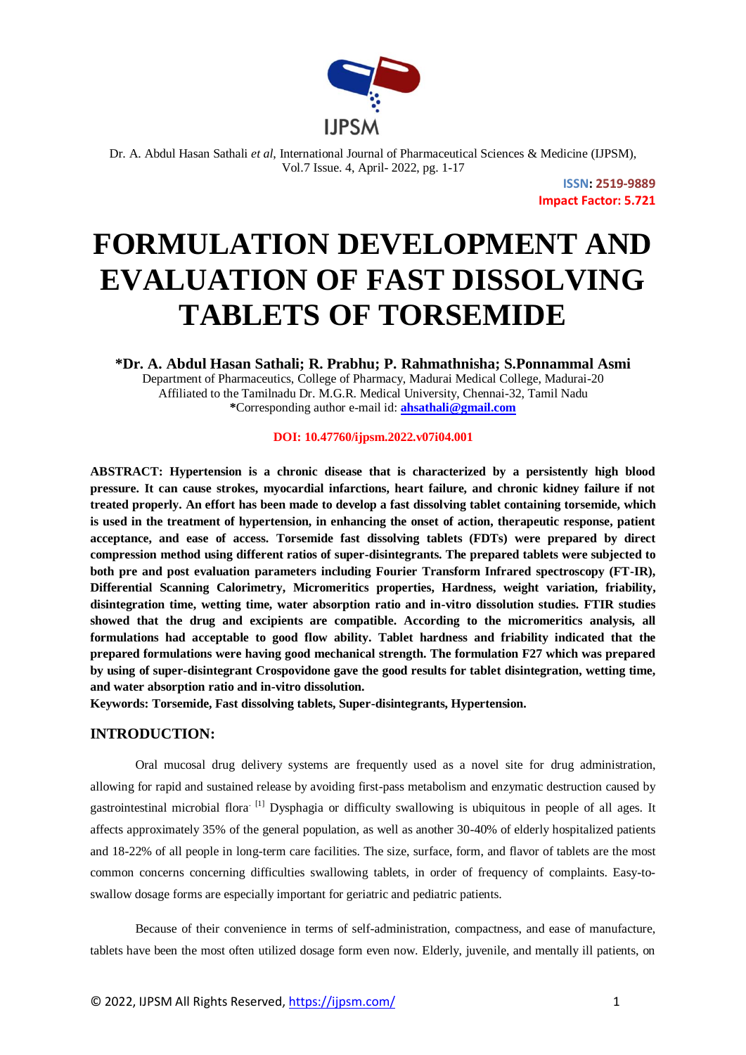ISSN: 2519-9889
Impact Factor: 5.721

# FORMULATION DEVELOPMENT AND EVALUATION OF FAST DISSOLVING TABLETS OF TORSEMIDE

**\*Dr. A. Abdul Hasan Sathali; R. Prabhu; P. Rahmathnisha; S.Ponnammal Asmi**

Department of Pharmaceutics, College of Pharmacy, Madurai Medical College, Madurai-20
Affiliated to the Tamilnadu Dr. M.G.R. Medical University, Chennai-32, Tamil Nadu
**\***Corresponding author e-mail id: **ahsathali@gmail.com**

**DOI: 10.47760/ijpsm.2022.v07i04.001**

**ABSTRACT: Hypertension is a chronic disease that is characterized by a persistently high blood pressure. It can cause strokes, myocardial infarctions, heart failure, and chronic kidney failure if not treated properly. An effort has been made to develop a fast dissolving tablet containing torsemide, which is used in the treatment of hypertension, in enhancing the onset of action, therapeutic response, patient acceptance, and ease of access. Torsemide fast dissolving tablets (FDTs) were prepared by direct compression method using different ratios of super-disintegrants. The prepared tablets were subjected to both pre and post evaluation parameters including Fourier Transform Infrared spectroscopy (FT-IR), Differential Scanning Calorimetry, Micromeritics properties, Hardness, weight variation, friability, disintegration time, wetting time, water absorption ratio and in-vitro dissolution studies. FTIR studies showed that the drug and excipients are compatible. According to the micromeritics analysis, all formulations had acceptable to good flow ability. Tablet hardness and friability indicated that the prepared formulations were having good mechanical strength. The formulation F27 which was prepared by using of super-disintegrant Crospovidone gave the good results for tablet disintegration, wetting time, and water absorption ratio and in-vitro dissolution.**

**Keywords: Torsemide, Fast dissolving tablets, Super-disintegrants, Hypertension.**

## INTRODUCTION:

Oral mucosal drug delivery systems are frequently used as a novel site for drug administration, allowing for rapid and sustained release by avoiding first-pass metabolism and enzymatic destruction caused by gastrointestinal microbial flora. [1] Dysphagia or difficulty swallowing is ubiquitous in people of all ages. It affects approximately 35% of the general population, as well as another 30-40% of elderly hospitalized patients and 18-22% of all people in long-term care facilities. The size, surface, form, and flavor of tablets are the most common concerns concerning difficulties swallowing tablets, in order of frequency of complaints. Easy-to-swallow dosage forms are especially important for geriatric and pediatric patients.

Because of their convenience in terms of self-administration, compactness, and ease of manufacture, tablets have been the most often utilized dosage form even now. Elderly, juvenile, and mentally ill patients, on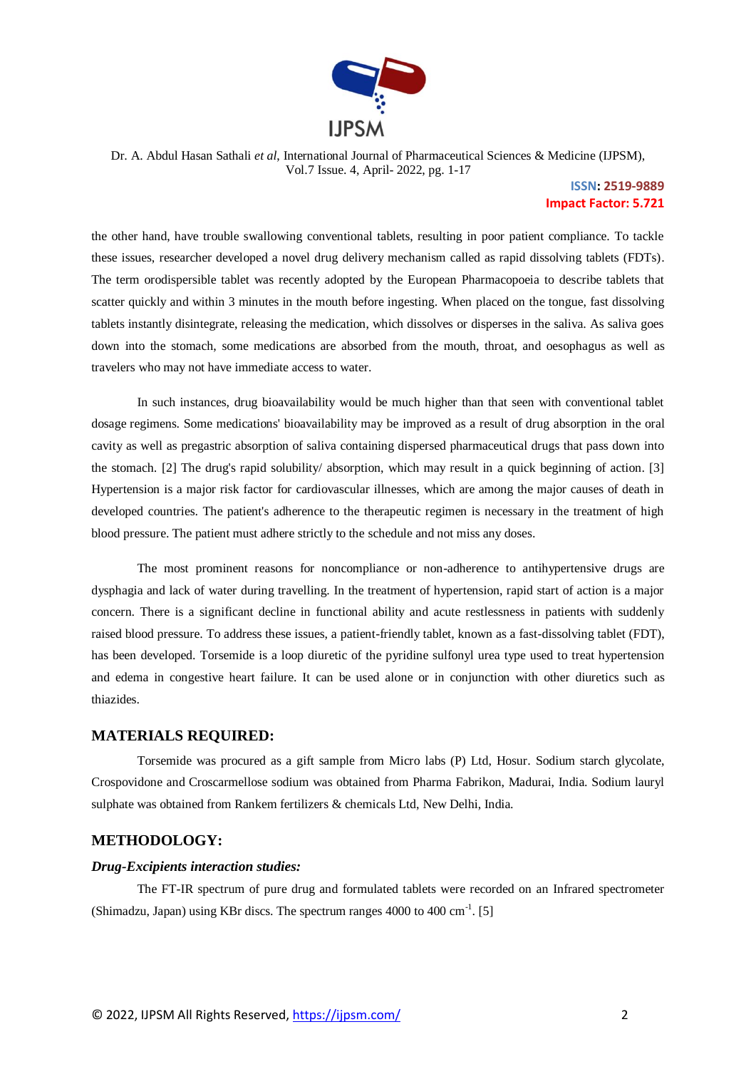the other hand, have trouble swallowing conventional tablets, resulting in poor patient compliance. To tackle these issues, researcher developed a novel drug delivery mechanism called as rapid dissolving tablets (FDTs). The term orodispersible tablet was recently adopted by the European Pharmacopoeia to describe tablets that scatter quickly and within 3 minutes in the mouth before ingesting. When placed on the tongue, fast dissolving tablets instantly disintegrate, releasing the medication, which dissolves or disperses in the saliva. As saliva goes down into the stomach, some medications are absorbed from the mouth, throat, and oesophagus as well as travelers who may not have immediate access to water.

In such instances, drug bioavailability would be much higher than that seen with conventional tablet dosage regimens. Some medications' bioavailability may be improved as a result of drug absorption in the oral cavity as well as pregastric absorption of saliva containing dispersed pharmaceutical drugs that pass down into the stomach. [2] The drug's rapid solubility/ absorption, which may result in a quick beginning of action. [3] Hypertension is a major risk factor for cardiovascular illnesses, which are among the major causes of death in developed countries. The patient's adherence to the therapeutic regimen is necessary in the treatment of high blood pressure. The patient must adhere strictly to the schedule and not miss any doses.

The most prominent reasons for noncompliance or non-adherence to antihypertensive drugs are dysphagia and lack of water during travelling. In the treatment of hypertension, rapid start of action is a major concern. There is a significant decline in functional ability and acute restlessness in patients with suddenly raised blood pressure. To address these issues, a patient-friendly tablet, known as a fast-dissolving tablet (FDT), has been developed. Torsemide is a loop diuretic of the pyridine sulfonyl urea type used to treat hypertension and edema in congestive heart failure. It can be used alone or in conjunction with other diuretics such as thiazides.

## MATERIALS REQUIRED:

Torsemide was procured as a gift sample from Micro labs (P) Ltd, Hosur. Sodium starch glycolate, Crospovidone and Croscarmellose sodium was obtained from Pharma Fabrikon, Madurai, India. Sodium lauryl sulphate was obtained from Rankem fertilizers & chemicals Ltd, New Delhi, India.

## METHODOLOGY:

### *Drug-Excipients interaction studies:*

The FT-IR spectrum of pure drug and formulated tablets were recorded on an Infrared spectrometer (Shimadzu, Japan) using KBr discs. The spectrum ranges 4000 to 400 $cm^{-1}$. [5]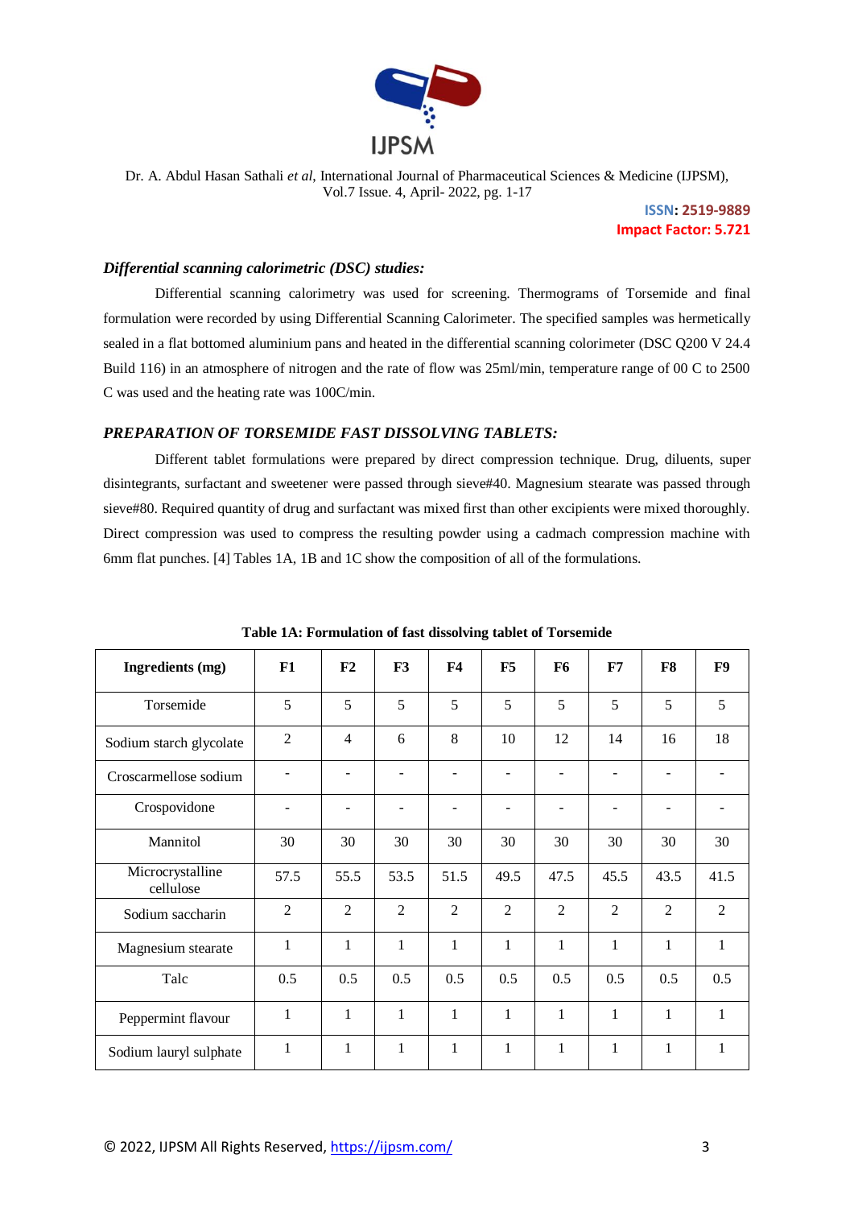### *Differential scanning calorimetric (DSC) studies:*

Differential scanning calorimetry was used for screening. Thermograms of Torsemide and final formulation were recorded by using Differential Scanning Calorimeter. The specified samples was hermetically sealed in a flat bottomed aluminium pans and heated in the differential scanning colorimeter (DSC Q200 V 24.4 Build 116) in an atmosphere of nitrogen and the rate of flow was 25ml/min, temperature range of 00 C to 2500 C was used and the heating rate was 100C/min.

### *PREPARATION OF TORSEMIDE FAST DISSOLVING TABLETS:*

Different tablet formulations were prepared by direct compression technique. Drug, diluents, super disintegrants, surfactant and sweetener were passed through sieve#40. Magnesium stearate was passed through sieve#80. Required quantity of drug and surfactant was mixed first than other excipients were mixed thoroughly. Direct compression was used to compress the resulting powder using a cadmach compression machine with 6mm flat punches. [4] Tables 1A, 1B and 1C show the composition of all of the formulations.

**Table 1A: Formulation of fast dissolving tablet of Torsemide**

| Ingredients (mg) | F1 | F2 | F3 | F4 | F5 | F6 | F7 | F8 | F9 |
|---|---|---|---|---|---|---|---|---|---|
| Torsemide | 5 | 5 | 5 | 5 | 5 | 5 | 5 | 5 | 5 |
| Sodium starch glycolate | 2 | 4 | 6 | 8 | 10 | 12 | 14 | 16 | 18 |
| Croscarmellose sodium | - | - | - | - | - | - | - | - | - |
| Crospovidone | - | - | - | - | - | - | - | - | - |
| Mannitol | 30 | 30 | 30 | 30 | 30 | 30 | 30 | 30 | 30 |
| Microcrystalline cellulose | 57.5 | 55.5 | 53.5 | 51.5 | 49.5 | 47.5 | 45.5 | 43.5 | 41.5 |
| Sodium saccharin | 2 | 2 | 2 | 2 | 2 | 2 | 2 | 2 | 2 |
| Magnesium stearate | 1 | 1 | 1 | 1 | 1 | 1 | 1 | 1 | 1 |
| Talc | 0.5 | 0.5 | 0.5 | 0.5 | 0.5 | 0.5 | 0.5 | 0.5 | 0.5 |
| Peppermint flavour | 1 | 1 | 1 | 1 | 1 | 1 | 1 | 1 | 1 |
| Sodium lauryl sulphate | 1 | 1 | 1 | 1 | 1 | 1 | 1 | 1 | 1 |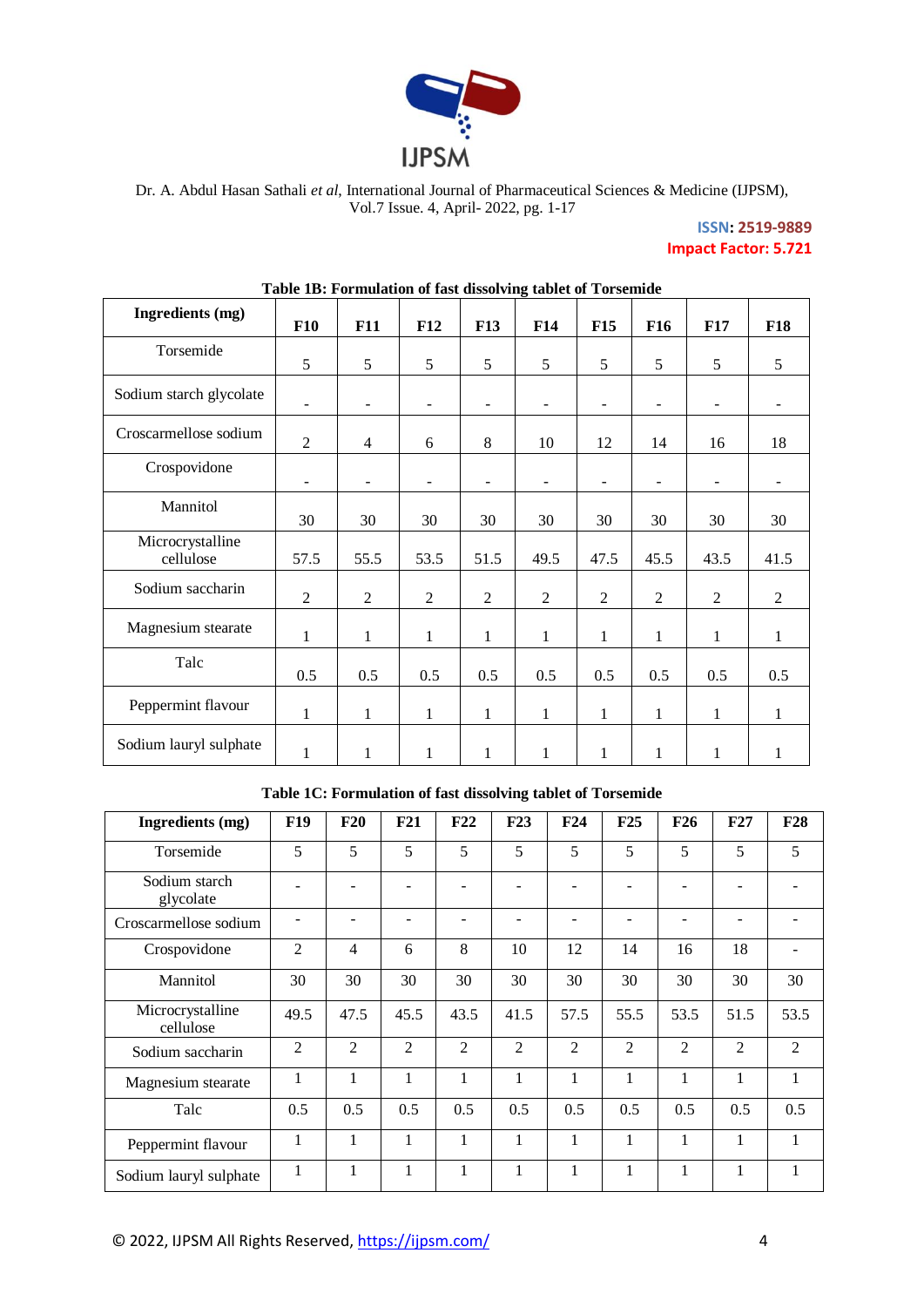**Table 1B: Formulation of fast dissolving tablet of Torsemide**

| Ingredients (mg) | F10 | F11 | F12 | F13 | F14 | F15 | F16 | F17 | F18 |
|---|---|---|---|---|---|---|---|---|---|
| Torsemide | 5 | 5 | 5 | 5 | 5 | 5 | 5 | 5 | 5 |
| Sodium starch glycolate | - | - | - | - | - | - | - | - | - |
| Croscarmellose sodium | 2 | 4 | 6 | 8 | 10 | 12 | 14 | 16 | 18 |
| Crospovidone | - | - | - | - | - | - | - | - | - |
| Mannitol | 30 | 30 | 30 | 30 | 30 | 30 | 30 | 30 | 30 |
| Microcrystalline cellulose | 57.5 | 55.5 | 53.5 | 51.5 | 49.5 | 47.5 | 45.5 | 43.5 | 41.5 |
| Sodium saccharin | 2 | 2 | 2 | 2 | 2 | 2 | 2 | 2 | 2 |
| Magnesium stearate | 1 | 1 | 1 | 1 | 1 | 1 | 1 | 1 | 1 |
| Talc | 0.5 | 0.5 | 0.5 | 0.5 | 0.5 | 0.5 | 0.5 | 0.5 | 0.5 |
| Peppermint flavour | 1 | 1 | 1 | 1 | 1 | 1 | 1 | 1 | 1 |
| Sodium lauryl sulphate | 1 | 1 | 1 | 1 | 1 | 1 | 1 | 1 | 1 |

**Table 1C: Formulation of fast dissolving tablet of Torsemide**

| Ingredients (mg) | F19 | F20 | F21 | F22 | F23 | F24 | F25 | F26 | F27 | F28 |
|---|---|---|---|---|---|---|---|---|---|---|
| Torsemide | 5 | 5 | 5 | 5 | 5 | 5 | 5 | 5 | 5 | 5 |
| Sodium starch glycolate | - | - | - | - | - | - | - | - | - | - |
| Croscarmellose sodium | - | - | - | - | - | - | - | - | - | - |
| Crospovidone | 2 | 4 | 6 | 8 | 10 | 12 | 14 | 16 | 18 | - |
| Mannitol | 30 | 30 | 30 | 30 | 30 | 30 | 30 | 30 | 30 | 30 |
| Microcrystalline cellulose | 49.5 | 47.5 | 45.5 | 43.5 | 41.5 | 57.5 | 55.5 | 53.5 | 51.5 | 53.5 |
| Sodium saccharin | 2 | 2 | 2 | 2 | 2 | 2 | 2 | 2 | 2 | 2 |
| Magnesium stearate | 1 | 1 | 1 | 1 | 1 | 1 | 1 | 1 | 1 | 1 |
| Talc | 0.5 | 0.5 | 0.5 | 0.5 | 0.5 | 0.5 | 0.5 | 0.5 | 0.5 | 0.5 |
| Peppermint flavour | 1 | 1 | 1 | 1 | 1 | 1 | 1 | 1 | 1 | 1 |
| Sodium lauryl sulphate | 1 | 1 | 1 | 1 | 1 | 1 | 1 | 1 | 1 | 1 |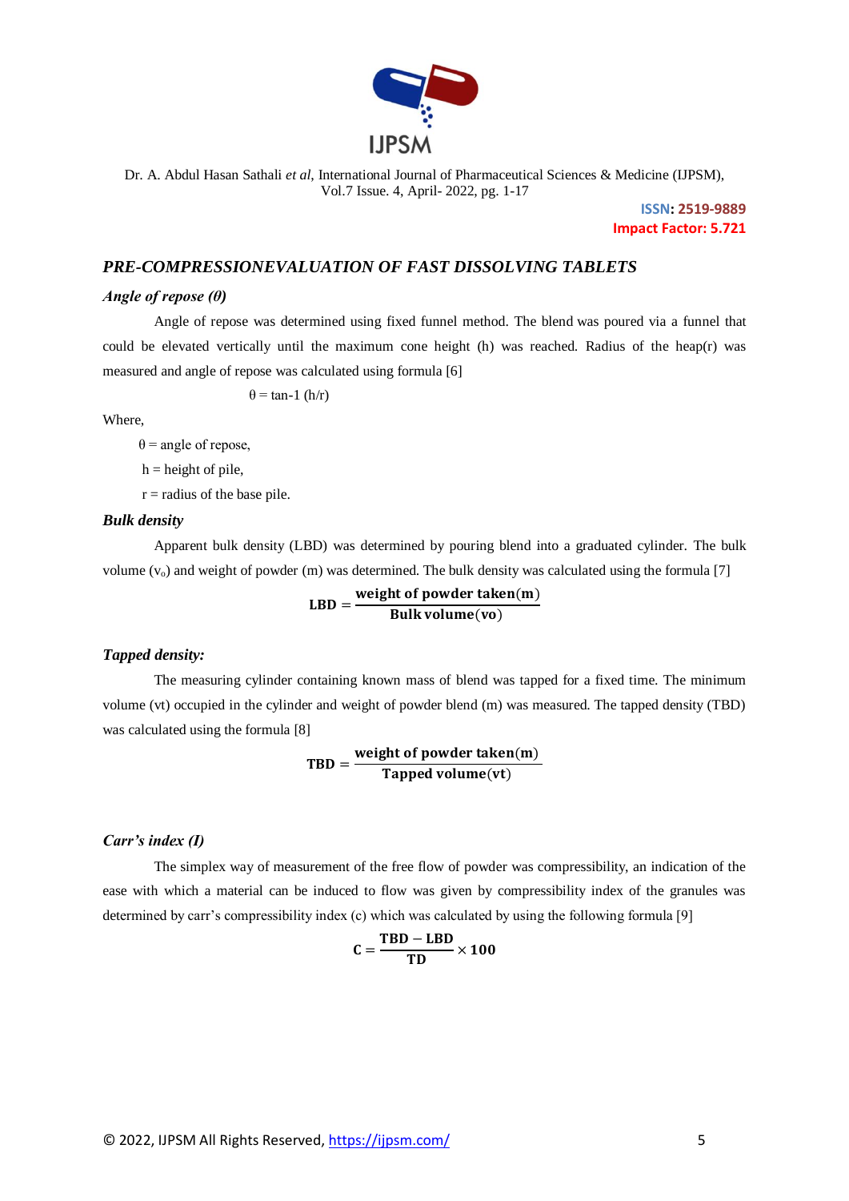## *PRE-COMPRESSIONEVALUATION OF FAST DISSOLVING TABLETS*

### *Angle of repose (θ)*

Angle of repose was determined using fixed funnel method. The blend was poured via a funnel that could be elevated vertically until the maximum cone height (h) was reached. Radius of the heap(r) was measured and angle of repose was calculated using formula [6]

$$\theta = \tan^{-1} (h/r)$$

Where,

θ = angle of repose,

h = height of pile,

r = radius of the base pile.

### ***Bulk density***

Apparent bulk density (LBD) was determined by pouring blend into a graduated cylinder. The bulk volume ($v_o$) and weight of powder (m) was determined. The bulk density was calculated using the formula [7]

$$\mathbf{LBD} = \frac{\textbf{weight of powder taken}(\mathbf{m})}{\textbf{Bulk volume}(\mathbf{vo})}$$

### ***Tapped density:***

The measuring cylinder containing known mass of blend was tapped for a fixed time. The minimum volume (vt) occupied in the cylinder and weight of powder blend (m) was measured. The tapped density (TBD) was calculated using the formula [8]

$$\mathbf{TBD} = \frac{\textbf{weight of powder taken}(\mathbf{m})}{\textbf{Tapped volume}(\mathbf{vt})}$$

### ***Carr's index (I)***

The simplex way of measurement of the free flow of powder was compressibility, an indication of the ease with which a material can be induced to flow was given by compressibility index of the granules was determined by carr's compressibility index (c) which was calculated by using the following formula [9]

$$\mathbf{C} = \frac{\mathbf{TBD} - \mathbf{LBD}}{\mathbf{TD}} \times \mathbf{100}$$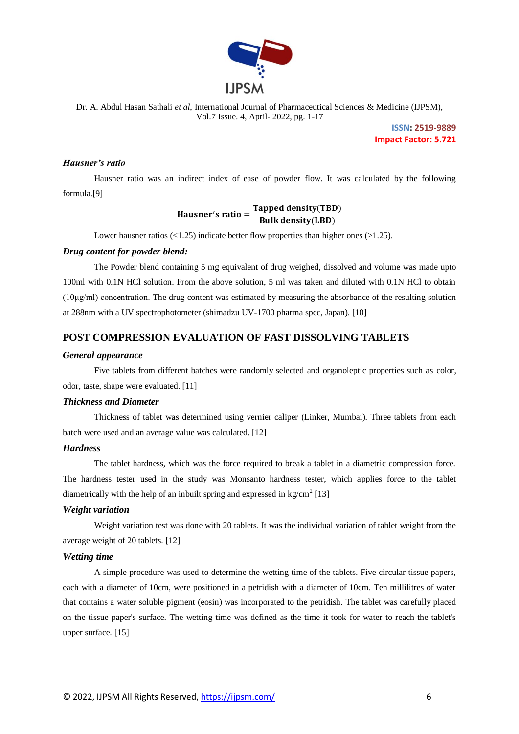### *Hausner's ratio*

Hausner ratio was an indirect index of ease of powder flow. It was calculated by the following formula.[9]

$$\text{Hausner's ratio} = \frac{\textbf{Tapped density(TBD)}}{\textbf{Bulk density(LBD)}}$$

Lower hausner ratios (<1.25) indicate better flow properties than higher ones (>1.25).

### *Drug content for powder blend:*

The Powder blend containing 5 mg equivalent of drug weighed, dissolved and volume was made upto 100ml with 0.1N HCl solution. From the above solution, 5 ml was taken and diluted with 0.1N HCl to obtain (10µg/ml) concentration. The drug content was estimated by measuring the absorbance of the resulting solution at 288nm with a UV spectrophotometer (shimadzu UV-1700 pharma spec, Japan). [10]

## POST COMPRESSION EVALUATION OF FAST DISSOLVING TABLETS

### *General appearance*

Five tablets from different batches were randomly selected and organoleptic properties such as color, odor, taste, shape were evaluated. [11]

### *Thickness and Diameter*

Thickness of tablet was determined using vernier caliper (Linker, Mumbai). Three tablets from each batch were used and an average value was calculated. [12]

### *Hardness*

The tablet hardness, which was the force required to break a tablet in a diametric compression force. The hardness tester used in the study was Monsanto hardness tester, which applies force to the tablet diametrically with the help of an inbuilt spring and expressed in kg/cm$^2$ [13]

### *Weight variation*

Weight variation test was done with 20 tablets. It was the individual variation of tablet weight from the average weight of 20 tablets. [12]

### *Wetting time*

A simple procedure was used to determine the wetting time of the tablets. Five circular tissue papers, each with a diameter of 10cm, were positioned in a petridish with a diameter of 10cm. Ten millilitres of water that contains a water soluble pigment (eosin) was incorporated to the petridish. The tablet was carefully placed on the tissue paper's surface. The wetting time was defined as the time it took for water to reach the tablet's upper surface. [15]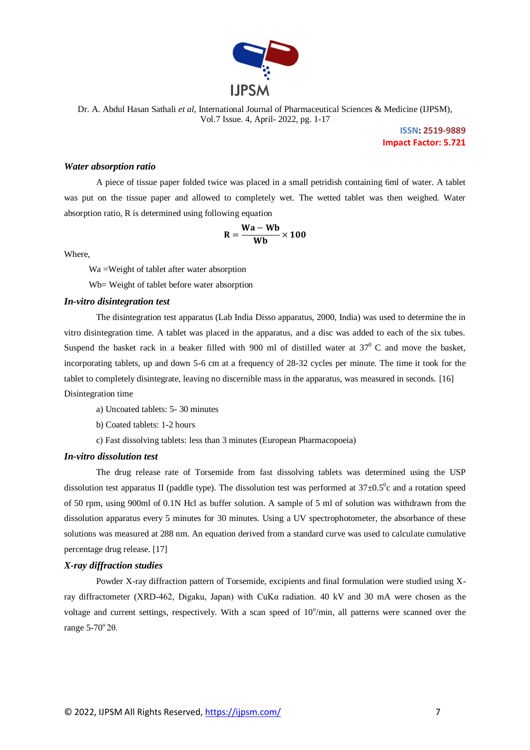### *Water absorption ratio*

A piece of tissue paper folded twice was placed in a small petridish containing 6ml of water. A tablet was put on the tissue paper and allowed to completely wet. The wetted tablet was then weighed. Water absorption ratio, R is determined using following equation

$$\mathbf{R = \frac{Wa - Wb}{Wb} \times 100}$$

Where,

Wa =Weight of tablet after water absorption

Wb= Weight of tablet before water absorption

### *In-vitro disintegration test*

The disintegration test apparatus (Lab India Disso apparatus, 2000, India) was used to determine the in vitro disintegration time. A tablet was placed in the apparatus, and a disc was added to each of the six tubes. Suspend the basket rack in a beaker filled with 900 ml of distilled water at $37^0$ C and move the basket, incorporating tablets, up and down 5-6 cm at a frequency of 28-32 cycles per minute. The time it took for the tablet to completely disintegrate, leaving no discernible mass in the apparatus, was measured in seconds. [16]

Disintegration time

a) Uncoated tablets: 5- 30 minutes

b) Coated tablets: 1-2 hours

c) Fast dissolving tablets: less than 3 minutes (European Pharmacopoeia)

### *In-vitro dissolution test*

The drug release rate of Torsemide from fast dissolving tablets was determined using the USP dissolution test apparatus II (paddle type). The dissolution test was performed at $37 \pm 0.5^0$c and a rotation speed of 50 rpm, using 900ml of 0.1N Hcl as buffer solution. A sample of 5 ml of solution was withdrawn from the dissolution apparatus every 5 minutes for 30 minutes. Using a UV spectrophotometer, the absorbance of these solutions was measured at 288 nm. An equation derived from a standard curve was used to calculate cumulative percentage drug release. [17]

### *X-ray diffraction studies*

Powder X-ray diffraction pattern of Torsemide, excipients and final formulation were studied using X-ray diffractometer (XRD-462, Digaku, Japan) with CuKα radiation. 40 kV and 30 mA were chosen as the voltage and current settings, respectively. With a scan speed of $10^o$/min, all patterns were scanned over the range 5-$70^o$ 2θ.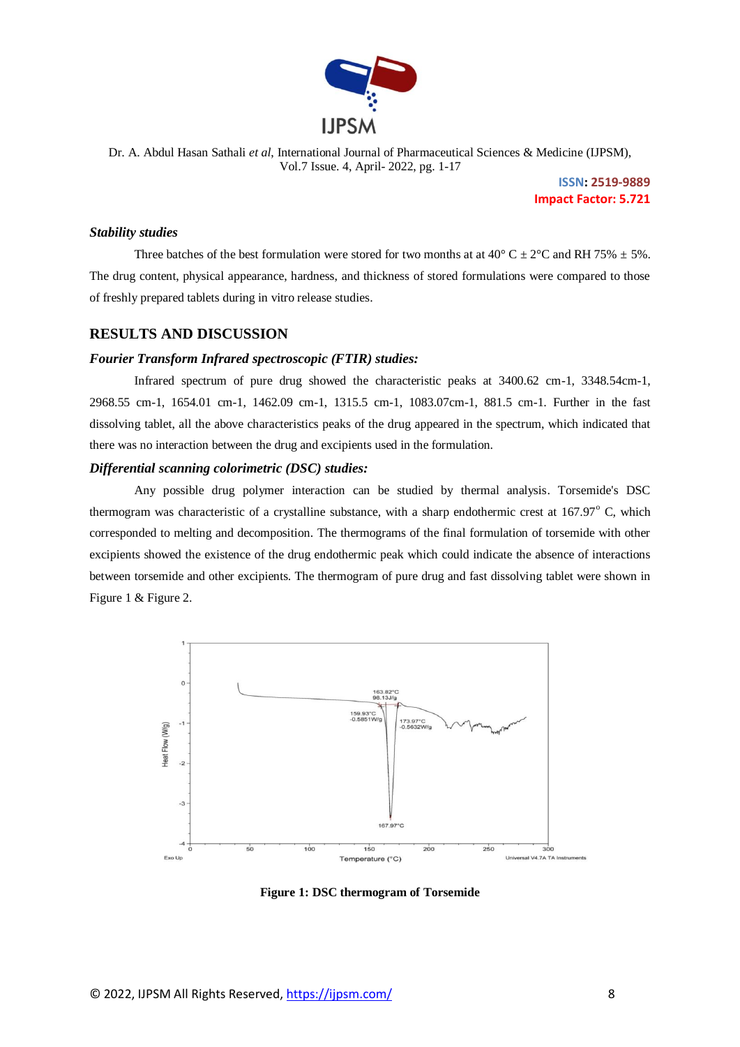### *Stability studies*

Three batches of the best formulation were stored for two months at at 40° C ± 2°C and RH 75% ± 5%. The drug content, physical appearance, hardness, and thickness of stored formulations were compared to those of freshly prepared tablets during in vitro release studies.

## RESULTS AND DISCUSSION

### *Fourier Transform Infrared spectroscopic (FTIR) studies:*

Infrared spectrum of pure drug showed the characteristic peaks at 3400.62 cm-1, 3348.54cm-1, 2968.55 cm-1, 1654.01 cm-1, 1462.09 cm-1, 1315.5 cm-1, 1083.07cm-1, 881.5 cm-1. Further in the fast dissolving tablet, all the above characteristics peaks of the drug appeared in the spectrum, which indicated that there was no interaction between the drug and excipients used in the formulation.

### *Differential scanning colorimetric (DSC) studies:*

Any possible drug polymer interaction can be studied by thermal analysis. Torsemide's DSC thermogram was characteristic of a crystalline substance, with a sharp endothermic crest at 167.97° C, which corresponded to melting and decomposition. The thermograms of the final formulation of torsemide with other excipients showed the existence of the drug endothermic peak which could indicate the absence of interactions between torsemide and other excipients. The thermogram of pure drug and fast dissolving tablet were shown in Figure 1 & Figure 2.

**Figure 1: DSC thermogram of Torsemide**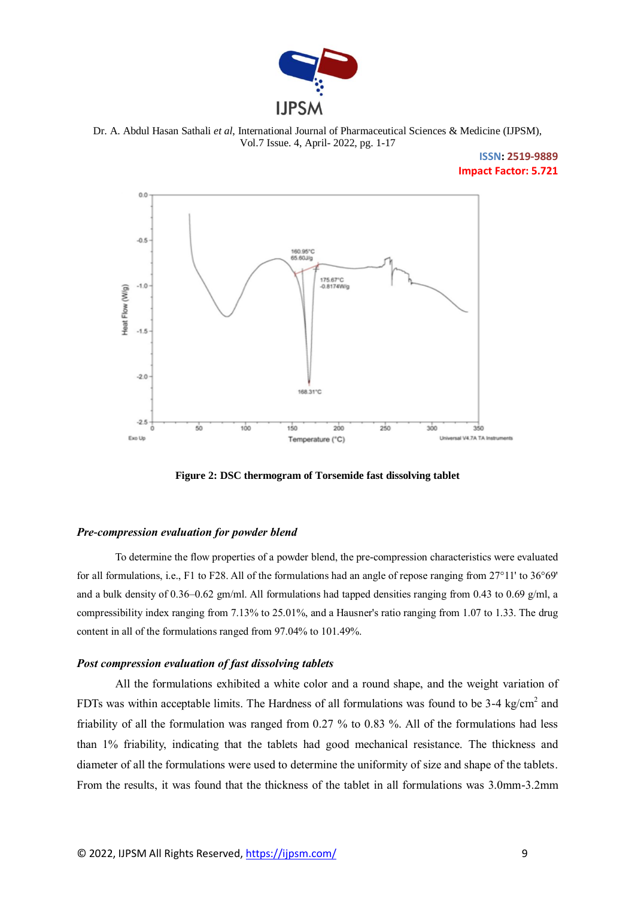Figure 2: DSC thermogram of Torsemide fast dissolving tablet

### *Pre-compression evaluation for powder blend*

To determine the flow properties of a powder blend, the pre-compression characteristics were evaluated for all formulations, i.e., F1 to F28. All of the formulations had an angle of repose ranging from 27°11' to 36°69' and a bulk density of 0.36–0.62 gm/ml. All formulations had tapped densities ranging from 0.43 to 0.69 g/ml, a compressibility index ranging from 7.13% to 25.01%, and a Hausner's ratio ranging from 1.07 to 1.33. The drug content in all of the formulations ranged from 97.04% to 101.49%.

### *Post compression evaluation of fast dissolving tablets*

All the formulations exhibited a white color and a round shape, and the weight variation of FDTs was within acceptable limits. The Hardness of all formulations was found to be 3-4 kg/cm$^2$ and friability of all the formulation was ranged from 0.27 % to 0.83 %. All of the formulations had less than 1% friability, indicating that the tablets had good mechanical resistance. The thickness and diameter of all the formulations were used to determine the uniformity of size and shape of the tablets. From the results, it was found that the thickness of the tablet in all formulations was 3.0mm-3.2mm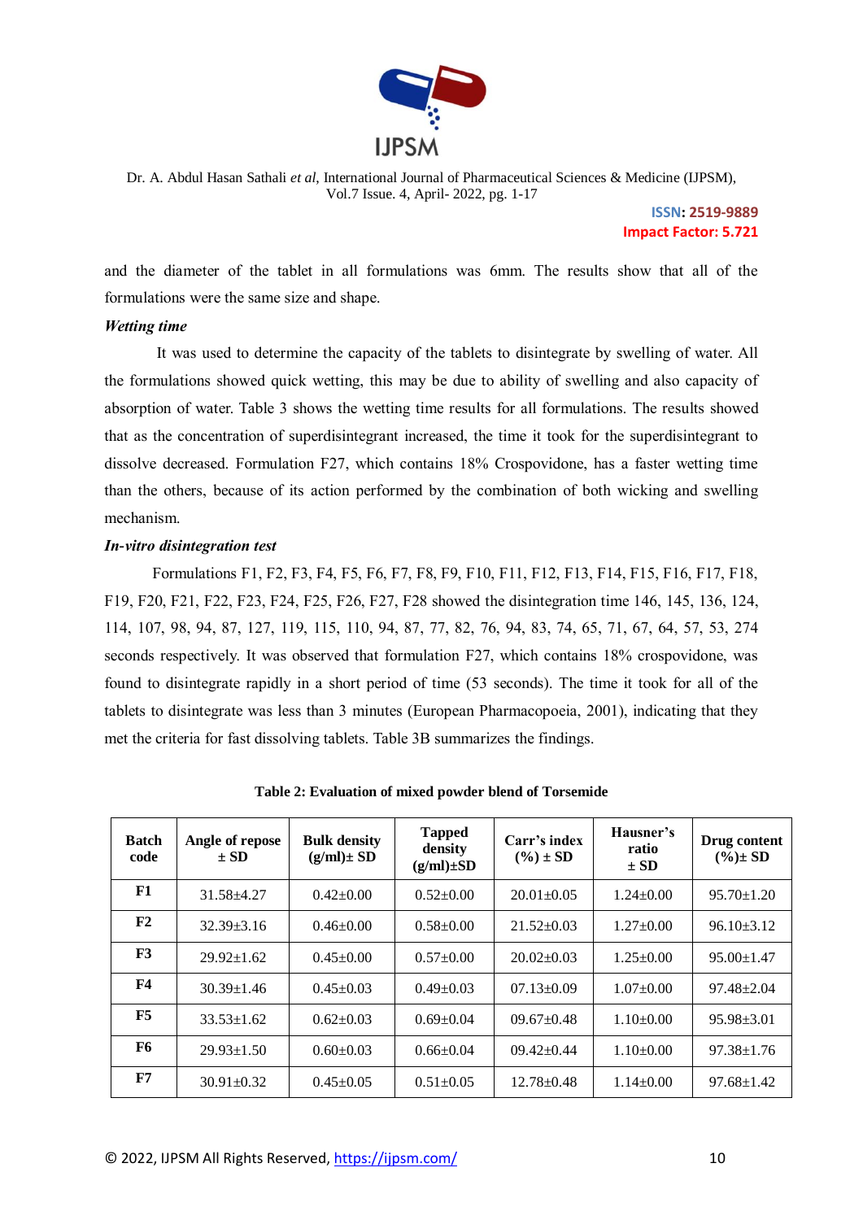and the diameter of the tablet in all formulations was 6mm. The results show that all of the formulations were the same size and shape.

***Wetting time***

It was used to determine the capacity of the tablets to disintegrate by swelling of water. All the formulations showed quick wetting, this may be due to ability of swelling and also capacity of absorption of water. Table 3 shows the wetting time results for all formulations. The results showed that as the concentration of superdisintegrant increased, the time it took for the superdisintegrant to dissolve decreased. Formulation F27, which contains 18% Crospovidone, has a faster wetting time than the others, because of its action performed by the combination of both wicking and swelling mechanism.

***In-vitro disintegration test***

Formulations F1, F2, F3, F4, F5, F6, F7, F8, F9, F10, F11, F12, F13, F14, F15, F16, F17, F18, F19, F20, F21, F22, F23, F24, F25, F26, F27, F28 showed the disintegration time 146, 145, 136, 124, 114, 107, 98, 94, 87, 127, 119, 115, 110, 94, 87, 77, 82, 76, 94, 83, 74, 65, 71, 67, 64, 57, 53, 274 seconds respectively. It was observed that formulation F27, which contains 18% crospovidone, was found to disintegrate rapidly in a short period of time (53 seconds). The time it took for all of the tablets to disintegrate was less than 3 minutes (European Pharmacopoeia, 2001), indicating that they met the criteria for fast dissolving tablets. Table 3B summarizes the findings.

**Table 2: Evaluation of mixed powder blend of Torsemide**

| Batch code | Angle of repose ± SD | Bulk density (g/ml)± SD | Tapped density (g/ml)±SD | Carr's index (%) ± SD | Hausner's ratio ± SD | Drug content (%)± SD |
|---|---|---|---|---|---|---|
| **F1** | 31.58±4.27 | 0.42±0.00 | 0.52±0.00 | 20.01±0.05 | 1.24±0.00 | 95.70±1.20 |
| **F2** | 32.39±3.16 | 0.46±0.00 | 0.58±0.00 | 21.52±0.03 | 1.27±0.00 | 96.10±3.12 |
| **F3** | 29.92±1.62 | 0.45±0.00 | 0.57±0.00 | 20.02±0.03 | 1.25±0.00 | 95.00±1.47 |
| **F4** | 30.39±1.46 | 0.45±0.03 | 0.49±0.03 | 07.13±0.09 | 1.07±0.00 | 97.48±2.04 |
| **F5** | 33.53±1.62 | 0.62±0.03 | 0.69±0.04 | 09.67±0.48 | 1.10±0.00 | 95.98±3.01 |
| **F6** | 29.93±1.50 | 0.60±0.03 | 0.66±0.04 | 09.42±0.44 | 1.10±0.00 | 97.38±1.76 |
| **F7** | 30.91±0.32 | 0.45±0.05 | 0.51±0.05 | 12.78±0.48 | 1.14±0.00 | 97.68±1.42 |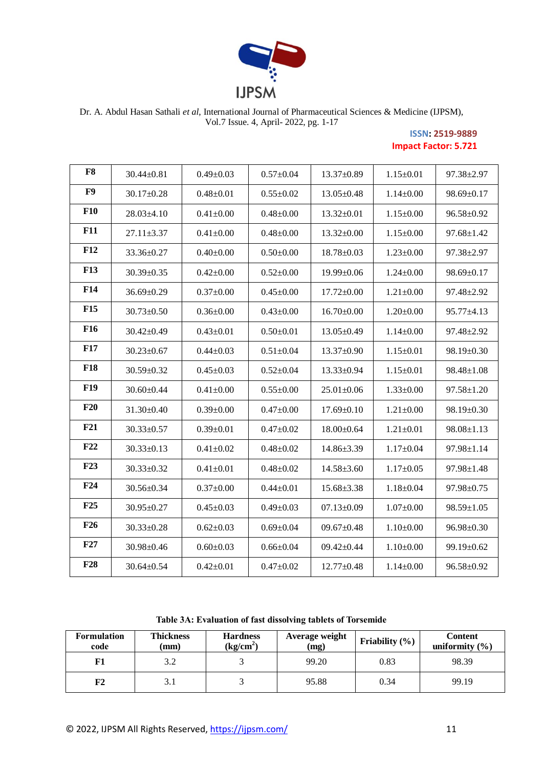| F8 | 30.44±0.81 | 0.49±0.03 | 0.57±0.04 | 13.37±0.89 | 1.15±0.01 | 97.38±2.97 |
|---|---|---|---|---|---|---|
| F9 | 30.17±0.28 | 0.48±0.01 | 0.55±0.02 | 13.05±0.48 | 1.14±0.00 | 98.69±0.17 |
| F10 | 28.03±4.10 | 0.41±0.00 | 0.48±0.00 | 13.32±0.01 | 1.15±0.00 | 96.58±0.92 |
| F11 | 27.11±3.37 | 0.41±0.00 | 0.48±0.00 | 13.32±0.00 | 1.15±0.00 | 97.68±1.42 |
| F12 | 33.36±0.27 | 0.40±0.00 | 0.50±0.00 | 18.78±0.03 | 1.23±0.00 | 97.38±2.97 |
| F13 | 30.39±0.35 | 0.42±0.00 | 0.52±0.00 | 19.99±0.06 | 1.24±0.00 | 98.69±0.17 |
| F14 | 36.69±0.29 | 0.37±0.00 | 0.45±0.00 | 17.72±0.00 | 1.21±0.00 | 97.48±2.92 |
| F15 | 30.73±0.50 | 0.36±0.00 | 0.43±0.00 | 16.70±0.00 | 1.20±0.00 | 95.77±4.13 |
| F16 | 30.42±0.49 | 0.43±0.01 | 0.50±0.01 | 13.05±0.49 | 1.14±0.00 | 97.48±2.92 |
| F17 | 30.23±0.67 | 0.44±0.03 | 0.51±0.04 | 13.37±0.90 | 1.15±0.01 | 98.19±0.30 |
| F18 | 30.59±0.32 | 0.45±0.03 | 0.52±0.04 | 13.33±0.94 | 1.15±0.01 | 98.48±1.08 |
| F19 | 30.60±0.44 | 0.41±0.00 | 0.55±0.00 | 25.01±0.06 | 1.33±0.00 | 97.58±1.20 |
| F20 | 31.30±0.40 | 0.39±0.00 | 0.47±0.00 | 17.69±0.10 | 1.21±0.00 | 98.19±0.30 |
| F21 | 30.33±0.57 | 0.39±0.01 | 0.47±0.02 | 18.00±0.64 | 1.21±0.01 | 98.08±1.13 |
| F22 | 30.33±0.13 | 0.41±0.02 | 0.48±0.02 | 14.86±3.39 | 1.17±0.04 | 97.98±1.14 |
| F23 | 30.33±0.32 | 0.41±0.01 | 0.48±0.02 | 14.58±3.60 | 1.17±0.05 | 97.98±1.48 |
| F24 | 30.56±0.34 | 0.37±0.00 | 0.44±0.01 | 15.68±3.38 | 1.18±0.04 | 97.98±0.75 |
| F25 | 30.95±0.27 | 0.45±0.03 | 0.49±0.03 | 07.13±0.09 | 1.07±0.00 | 98.59±1.05 |
| F26 | 30.33±0.28 | 0.62±0.03 | 0.69±0.04 | 09.67±0.48 | 1.10±0.00 | 96.98±0.30 |
| F27 | 30.98±0.46 | 0.60±0.03 | 0.66±0.04 | 09.42±0.44 | 1.10±0.00 | 99.19±0.62 |
| F28 | 30.64±0.54 | 0.42±0.01 | 0.47±0.02 | 12.77±0.48 | 1.14±0.00 | 96.58±0.92 |

**Table 3A: Evaluation of fast dissolving tablets of Torsemide**

| Formulation code | Thickness (mm) | Hardness ($kg/cm^2$) | Average weight (mg) | Friability (%) | Content uniformity (%) |
|---|---|---|---|---|---|
| F1 | 3.2 | 3 | 99.20 | 0.83 | 98.39 |
| F2 | 3.1 | 3 | 95.88 | 0.34 | 99.19 |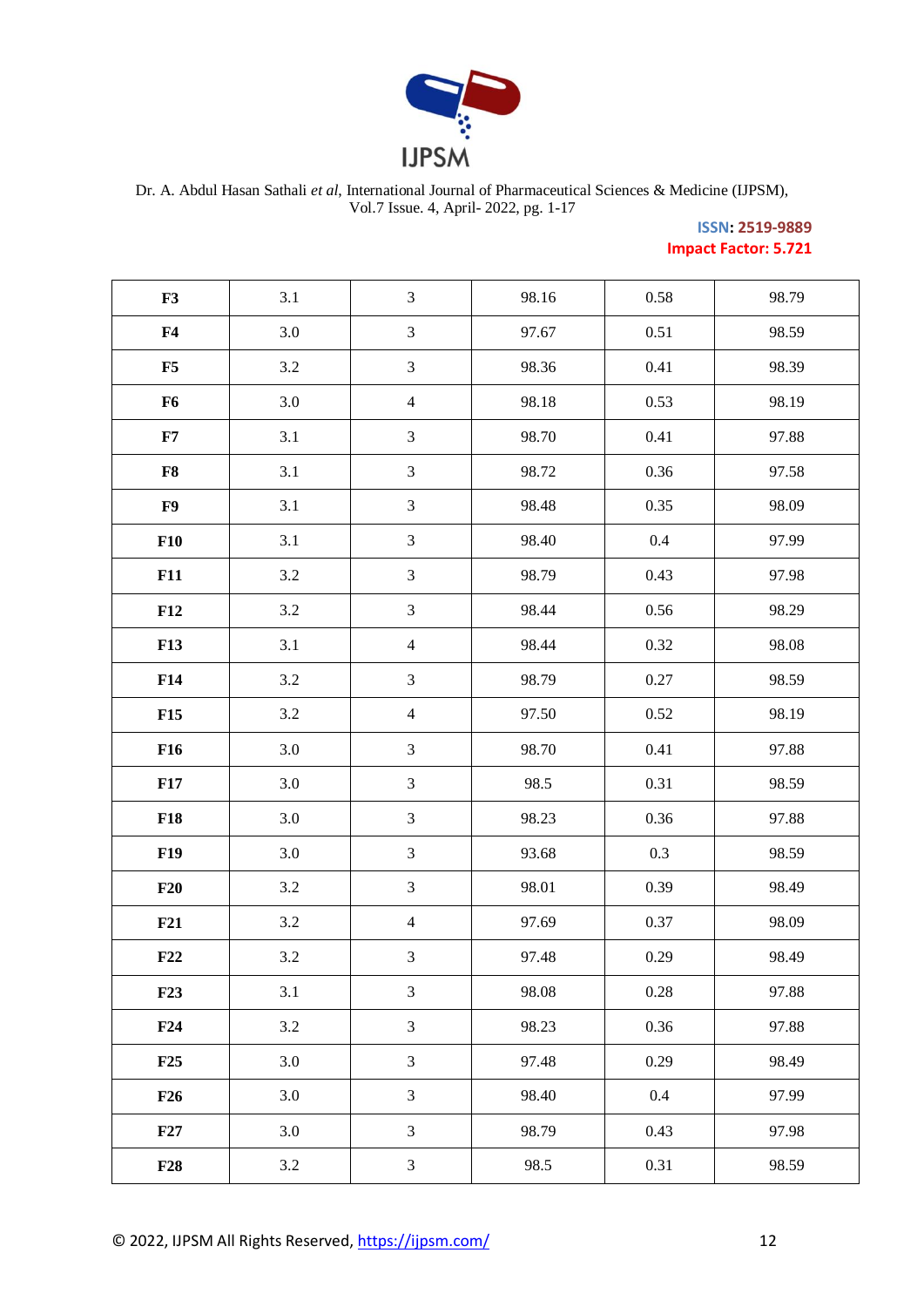| | | | | | |
|---|---|---|---|---|---|
| **F3** | 3.1 | 3 | 98.16 | 0.58 | 98.79 |
| **F4** | 3.0 | 3 | 97.67 | 0.51 | 98.59 |
| **F5** | 3.2 | 3 | 98.36 | 0.41 | 98.39 |
| **F6** | 3.0 | 4 | 98.18 | 0.53 | 98.19 |
| **F7** | 3.1 | 3 | 98.70 | 0.41 | 97.88 |
| **F8** | 3.1 | 3 | 98.72 | 0.36 | 97.58 |
| **F9** | 3.1 | 3 | 98.48 | 0.35 | 98.09 |
| **F10** | 3.1 | 3 | 98.40 | 0.4 | 97.99 |
| **F11** | 3.2 | 3 | 98.79 | 0.43 | 97.98 |
| **F12** | 3.2 | 3 | 98.44 | 0.56 | 98.29 |
| **F13** | 3.1 | 4 | 98.44 | 0.32 | 98.08 |
| **F14** | 3.2 | 3 | 98.79 | 0.27 | 98.59 |
| **F15** | 3.2 | 4 | 97.50 | 0.52 | 98.19 |
| **F16** | 3.0 | 3 | 98.70 | 0.41 | 97.88 |
| **F17** | 3.0 | 3 | 98.5 | 0.31 | 98.59 |
| **F18** | 3.0 | 3 | 98.23 | 0.36 | 97.88 |
| **F19** | 3.0 | 3 | 93.68 | 0.3 | 98.59 |
| **F20** | 3.2 | 3 | 98.01 | 0.39 | 98.49 |
| **F21** | 3.2 | 4 | 97.69 | 0.37 | 98.09 |
| **F22** | 3.2 | 3 | 97.48 | 0.29 | 98.49 |
| **F23** | 3.1 | 3 | 98.08 | 0.28 | 97.88 |
| **F24** | 3.2 | 3 | 98.23 | 0.36 | 97.88 |
| **F25** | 3.0 | 3 | 97.48 | 0.29 | 98.49 |
| **F26** | 3.0 | 3 | 98.40 | 0.4 | 97.99 |
| **F27** | 3.0 | 3 | 98.79 | 0.43 | 97.98 |
| **F28** | 3.2 | 3 | 98.5 | 0.31 | 98.59 |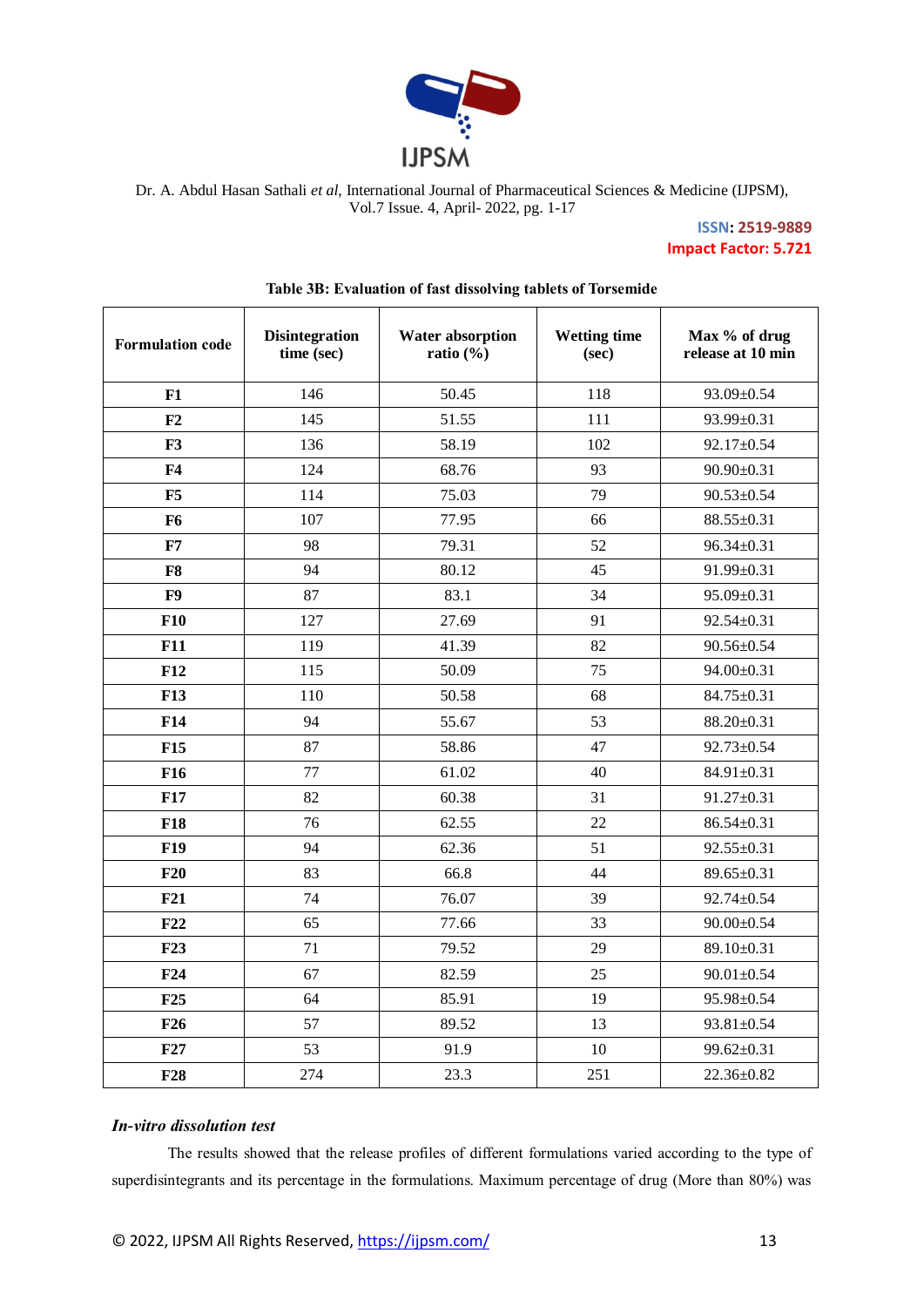**Table 3B: Evaluation of fast dissolving tablets of Torsemide**

| Formulation code | Disintegration time (sec) | Water absorption ratio (%) | Wetting time (sec) | Max % of drug release at 10 min |
|---|---|---|---|---|
| **F1** | 146 | 50.45 | 118 | 93.09±0.54 |
| **F2** | 145 | 51.55 | 111 | 93.99±0.31 |
| **F3** | 136 | 58.19 | 102 | 92.17±0.54 |
| **F4** | 124 | 68.76 | 93 | 90.90±0.31 |
| **F5** | 114 | 75.03 | 79 | 90.53±0.54 |
| **F6** | 107 | 77.95 | 66 | 88.55±0.31 |
| **F7** | 98 | 79.31 | 52 | 96.34±0.31 |
| **F8** | 94 | 80.12 | 45 | 91.99±0.31 |
| **F9** | 87 | 83.1 | 34 | 95.09±0.31 |
| **F10** | 127 | 27.69 | 91 | 92.54±0.31 |
| **F11** | 119 | 41.39 | 82 | 90.56±0.54 |
| **F12** | 115 | 50.09 | 75 | 94.00±0.31 |
| **F13** | 110 | 50.58 | 68 | 84.75±0.31 |
| **F14** | 94 | 55.67 | 53 | 88.20±0.31 |
| **F15** | 87 | 58.86 | 47 | 92.73±0.54 |
| **F16** | 77 | 61.02 | 40 | 84.91±0.31 |
| **F17** | 82 | 60.38 | 31 | 91.27±0.31 |
| **F18** | 76 | 62.55 | 22 | 86.54±0.31 |
| **F19** | 94 | 62.36 | 51 | 92.55±0.31 |
| **F20** | 83 | 66.8 | 44 | 89.65±0.31 |
| **F21** | 74 | 76.07 | 39 | 92.74±0.54 |
| **F22** | 65 | 77.66 | 33 | 90.00±0.54 |
| **F23** | 71 | 79.52 | 29 | 89.10±0.31 |
| **F24** | 67 | 82.59 | 25 | 90.01±0.54 |
| **F25** | 64 | 85.91 | 19 | 95.98±0.54 |
| **F26** | 57 | 89.52 | 13 | 93.81±0.54 |
| **F27** | 53 | 91.9 | 10 | 99.62±0.31 |
| **F28** | 274 | 23.3 | 251 | 22.36±0.82 |

### *In-vitro dissolution test*

The results showed that the release profiles of different formulations varied according to the type of superdisintegrants and its percentage in the formulations. Maximum percentage of drug (More than 80%) was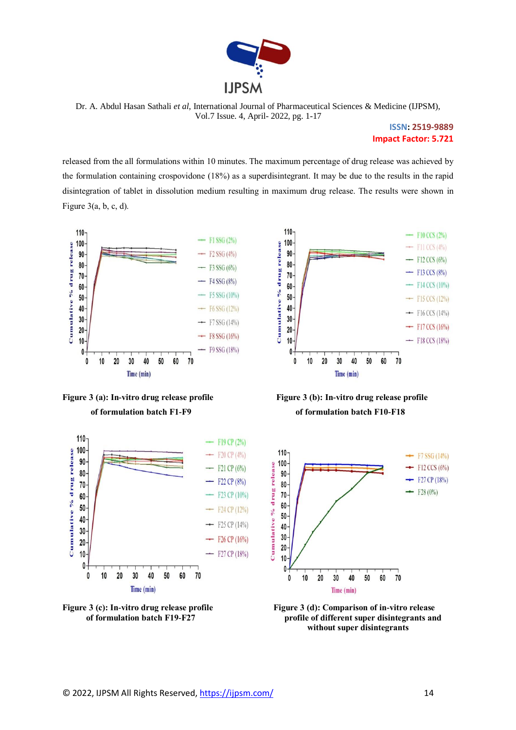released from the all formulations within 10 minutes. The maximum percentage of drug release was achieved by the formulation containing crospovidone (18%) as a superdisintegrant. It may be due to the results in the rapid disintegration of tablet in dissolution medium resulting in maximum drug release. The results were shown in Figure 3(a, b, c, d).

**Figure 3 (a): In-vitro drug release profile of formulation batch F1-F9**

**Figure 3 (b): In-vitro drug release profile of formulation batch F10-F18**

**Figure 3 (c): In-vitro drug release profile of formulation batch F19-F27**

**Figure 3 (d): Comparison of in-vitro release profile of different super disintegrants and without super disintegrants**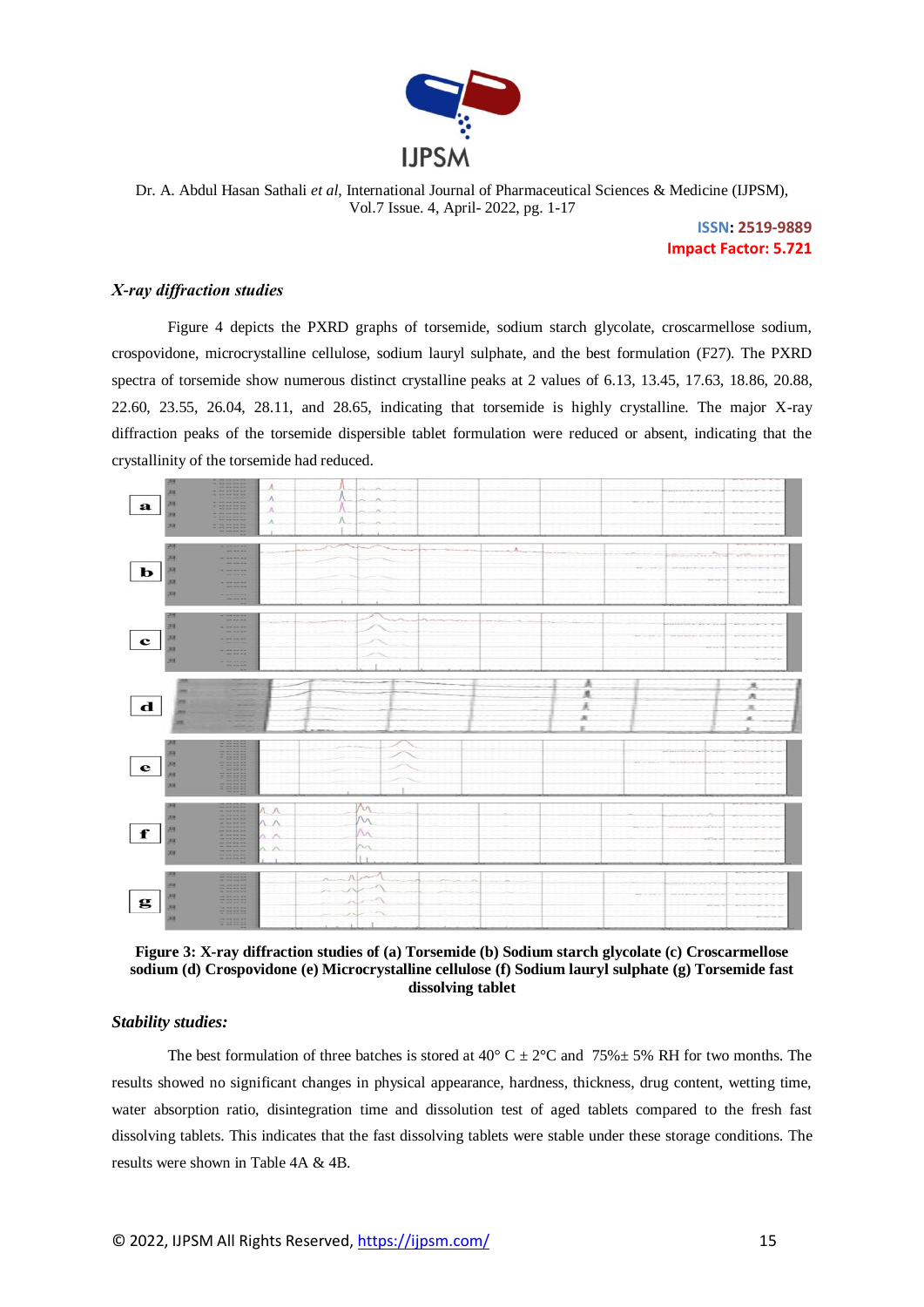### *X-ray diffraction studies*

Figure 4 depicts the PXRD graphs of torsemide, sodium starch glycolate, croscarmellose sodium, crospovidone, microcrystalline cellulose, sodium lauryl sulphate, and the best formulation (F27). The PXRD spectra of torsemide show numerous distinct crystalline peaks at 2 values of 6.13, 13.45, 17.63, 18.86, 20.88, 22.60, 23.55, 26.04, 28.11, and 28.65, indicating that torsemide is highly crystalline. The major X-ray diffraction peaks of the torsemide dispersible tablet formulation were reduced or absent, indicating that the crystallinity of the torsemide had reduced.

**Figure 3: X-ray diffraction studies of (a) Torsemide (b) Sodium starch glycolate (c) Croscarmellose sodium (d) Crospovidone (e) Microcrystalline cellulose (f) Sodium lauryl sulphate (g) Torsemide fast dissolving tablet**

### *Stability studies:*

The best formulation of three batches is stored at 40° C ± 2°C and 75%± 5% RH for two months. The results showed no significant changes in physical appearance, hardness, thickness, drug content, wetting time, water absorption ratio, disintegration time and dissolution test of aged tablets compared to the fresh fast dissolving tablets. This indicates that the fast dissolving tablets were stable under these storage conditions. The results were shown in Table 4A & 4B.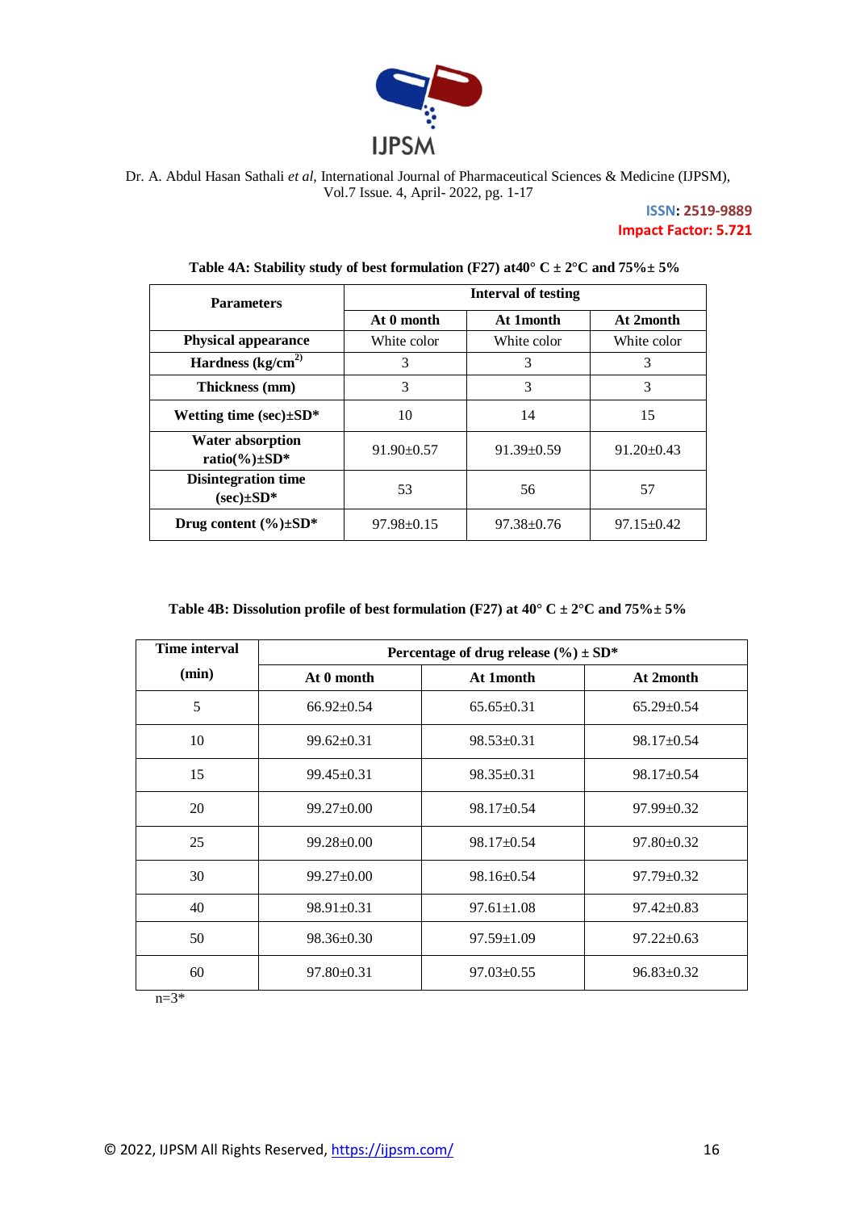**Table 4A: Stability study of best formulation (F27) at40° C ± 2°C and 75%± 5%**

| Parameters | Interval of testing | | |
|---|---|---|---|
| | At 0 month | At 1month | At 2month |
| **Physical appearance** | White color | White color | White color |
| **Hardness ($kg/cm^2$)** | 3 | 3 | 3 |
| **Thickness (mm)** | 3 | 3 | 3 |
| **Wetting time (sec)±SD*** | 10 | 14 | 15 |
| **Water absorption ratio(%)±SD*** | 91.90±0.57 | 91.39±0.59 | 91.20±0.43 |
| **Disintegration time (sec)±SD*** | 53 | 56 | 57 |
| **Drug content (%)±SD*** | 97.98±0.15 | 97.38±0.76 | 97.15±0.42 |

**Table 4B: Dissolution profile of best formulation (F27) at 40° C ± 2°C and 75%± 5%**

| Time interval (min) | Percentage of drug release (%) ± SD* | | |
|---|---|---|---|
| | At 0 month | At 1month | At 2month |
| 5 | 66.92±0.54 | 65.65±0.31 | 65.29±0.54 |
| 10 | 99.62±0.31 | 98.53±0.31 | 98.17±0.54 |
| 15 | 99.45±0.31 | 98.35±0.31 | 98.17±0.54 |
| 20 | 99.27±0.00 | 98.17±0.54 | 97.99±0.32 |
| 25 | 99.28±0.00 | 98.17±0.54 | 97.80±0.32 |
| 30 | 99.27±0.00 | 98.16±0.54 | 97.79±0.32 |
| 40 | 98.91±0.31 | 97.61±1.08 | 97.42±0.83 |
| 50 | 98.36±0.30 | 97.59±1.09 | 97.22±0.63 |
| 60 | 97.80±0.31 | 97.03±0.55 | 96.83±0.32 |

n=3*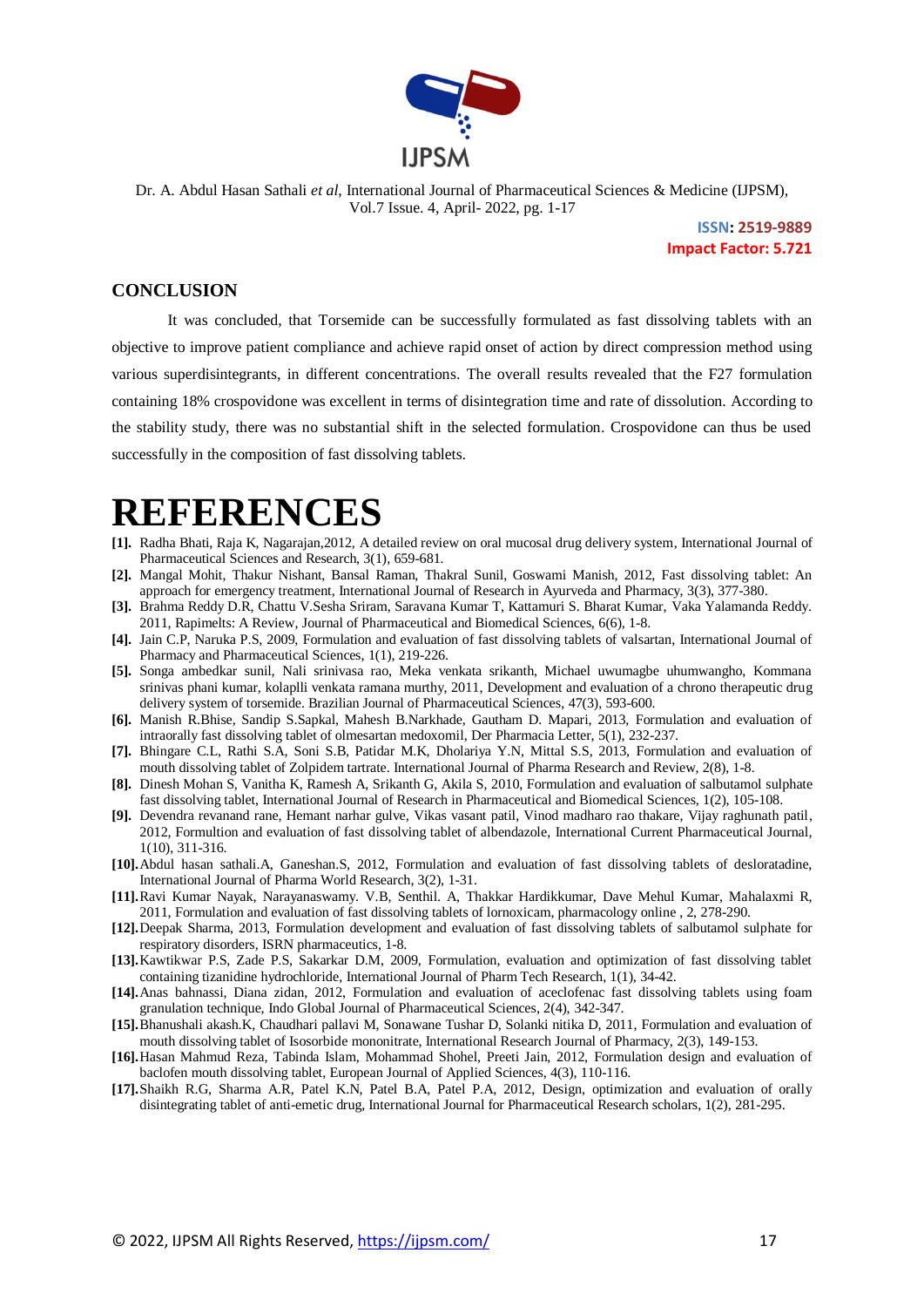## CONCLUSION

It was concluded, that Torsemide can be successfully formulated as fast dissolving tablets with an objective to improve patient compliance and achieve rapid onset of action by direct compression method using various superdisintegrants, in different concentrations. The overall results revealed that the F27 formulation containing 18% crospovidone was excellent in terms of disintegration time and rate of dissolution. According to the stability study, there was no substantial shift in the selected formulation. Crospovidone can thus be used successfully in the composition of fast dissolving tablets.

# REFERENCES

**[1].** Radha Bhati, Raja K, Nagarajan,2012, A detailed review on oral mucosal drug delivery system, International Journal of Pharmaceutical Sciences and Research, 3(1), 659-681.

**[2].** Mangal Mohit, Thakur Nishant, Bansal Raman, Thakral Sunil, Goswami Manish, 2012, Fast dissolving tablet: An approach for emergency treatment, International Journal of Research in Ayurveda and Pharmacy, 3(3), 377-380.

**[3].** Brahma Reddy D.R, Chattu V.Sesha Sriram, Saravana Kumar T, Kattamuri S. Bharat Kumar, Vaka Yalamanda Reddy. 2011, Rapimelts: A Review, Journal of Pharmaceutical and Biomedical Sciences, 6(6), 1-8.

**[4].** Jain C.P, Naruka P.S, 2009, Formulation and evaluation of fast dissolving tablets of valsartan, International Journal of Pharmacy and Pharmaceutical Sciences, 1(1), 219-226.

**[5].** Songa ambedkar sunil, Nali srinivasa rao, Meka venkata srikanth, Michael uwumagbe uhumwangho, Kommana srinivas phani kumar, kolaplli venkata ramana murthy, 2011, Development and evaluation of a chrono therapeutic drug delivery system of torsemide. Brazilian Journal of Pharmaceutical Sciences, 47(3), 593-600.

**[6].** Manish R.Bhise, Sandip S.Sapkal, Mahesh B.Narkhade, Gautham D. Mapari, 2013, Formulation and evaluation of intraorally fast dissolving tablet of olmesartan medoxomil, Der Pharmacia Letter, 5(1), 232-237.

**[7].** Bhingare C.L, Rathi S.A, Soni S.B, Patidar M.K, Dholariya Y.N, Mittal S.S, 2013, Formulation and evaluation of mouth dissolving tablet of Zolpidem tartrate. International Journal of Pharma Research and Review, 2(8), 1-8.

**[8].** Dinesh Mohan S, Vanitha K, Ramesh A, Srikanth G, Akila S, 2010, Formulation and evaluation of salbutamol sulphate fast dissolving tablet, International Journal of Research in Pharmaceutical and Biomedical Sciences, 1(2), 105-108.

**[9].** Devendra revanand rane, Hemant narhar gulve, Vikas vasant patil, Vinod madharo rao thakare, Vijay raghunath patil, 2012, Formultion and evaluation of fast dissolving tablet of albendazole, International Current Pharmaceutical Journal, 1(10), 311-316.

**[10].** Abdul hasan sathali.A, Ganeshan.S, 2012, Formulation and evaluation of fast dissolving tablets of desloratadine, International Journal of Pharma World Research, 3(2), 1-31.

**[11].** Ravi Kumar Nayak, Narayanaswamy. V.B, Senthil. A, Thakkar Hardikkumar, Dave Mehul Kumar, Mahalaxmi R, 2011, Formulation and evaluation of fast dissolving tablets of lornoxicam, pharmacology online , 2, 278-290.

**[12].** Deepak Sharma, 2013, Formulation development and evaluation of fast dissolving tablets of salbutamol sulphate for respiratory disorders, ISRN pharmaceutics, 1-8.

**[13].** Kawtikwar P.S, Zade P.S, Sakarkar D.M, 2009, Formulation, evaluation and optimization of fast dissolving tablet containing tizanidine hydrochloride, International Journal of Pharm Tech Research, 1(1), 34-42.

**[14].** Anas bahnassi, Diana zidan, 2012, Formulation and evaluation of aceclofenac fast dissolving tablets using foam granulation technique, Indo Global Journal of Pharmaceutical Sciences, 2(4), 342-347.

**[15].** Bhanushali akash.K, Chaudhari pallavi M, Sonawane Tushar D, Solanki nitika D, 2011, Formulation and evaluation of mouth dissolving tablet of Isosorbide mononitrate, International Research Journal of Pharmacy, 2(3), 149-153.

**[16].** Hasan Mahmud Reza, Tabinda Islam, Mohammad Shohel, Preeti Jain, 2012, Formulation design and evaluation of baclofen mouth dissolving tablet, European Journal of Applied Sciences, 4(3), 110-116.

**[17].** Shaikh R.G, Sharma A.R, Patel K.N, Patel B.A, Patel P.A, 2012, Design, optimization and evaluation of orally disintegrating tablet of anti-emetic drug, International Journal for Pharmaceutical Research scholars, 1(2), 281-295.